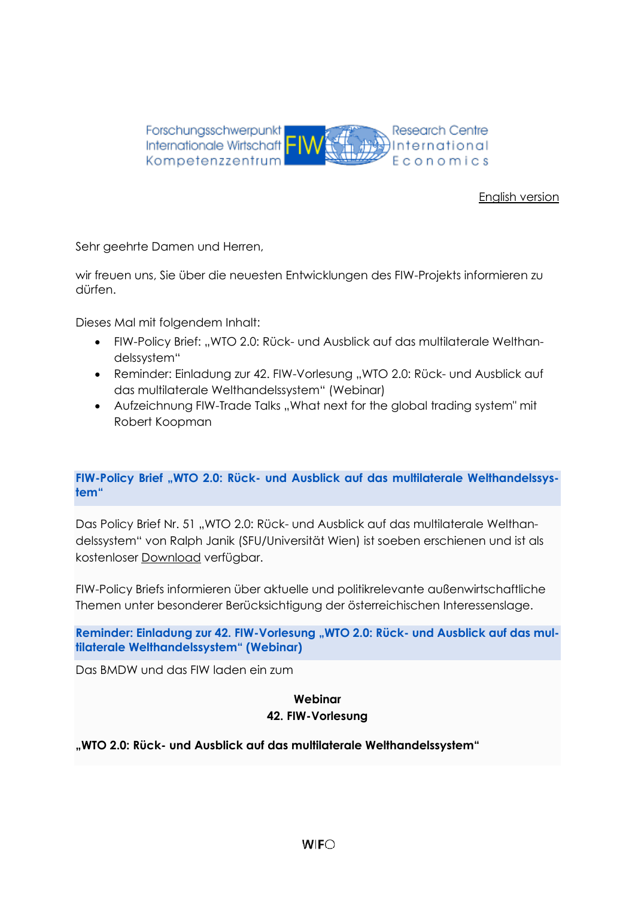Forschungsschwerpunkt Internationale Wirtschaft Kompetenzzentrum FIW Research Centre International Economics

English version

Sehr geehrte Damen und Herren,

wir freuen uns, Sie über die neuesten Entwicklungen des FIW-Projekts informieren zu dürfen.

Dieses Mal mit folgendem Inhalt:

- FIW-Policy Brief: „WTO 2.0: Rück- und Ausblick auf das multilaterale Welthandelssystem"
- Reminder: Einladung zur 42. FIW-Vorlesung „WTO 2.0: Rück- und Ausblick auf das multilaterale Welthandelssystem" (Webinar)
- Aufzeichnung FIW-Trade Talks „What next for the global trading system" mit Robert Koopman

## FIW-Policy Brief „WTO 2.0: Rück- und Ausblick auf das multilaterale Welthandelssystem"

Das Policy Brief Nr. 51 „WTO 2.0: Rück- und Ausblick auf das multilaterale Welthandelssystem" von Ralph Janik (SFU/Universität Wien) ist soeben erschienen und ist als kostenloser Download verfügbar.

FIW-Policy Briefs informieren über aktuelle und politikrelevante außenwirtschaftliche Themen unter besonderer Berücksichtigung der österreichischen Interessenslage.

## Reminder: Einladung zur 42. FIW-Vorlesung „WTO 2.0: Rück- und Ausblick auf das multilaterale Welthandelssystem" (Webinar)

Das BMDW und das FIW laden ein zum

**Webinar**
**42. FIW-Vorlesung**

**„WTO 2.0: Rück- und Ausblick auf das multilaterale Welthandelssystem"**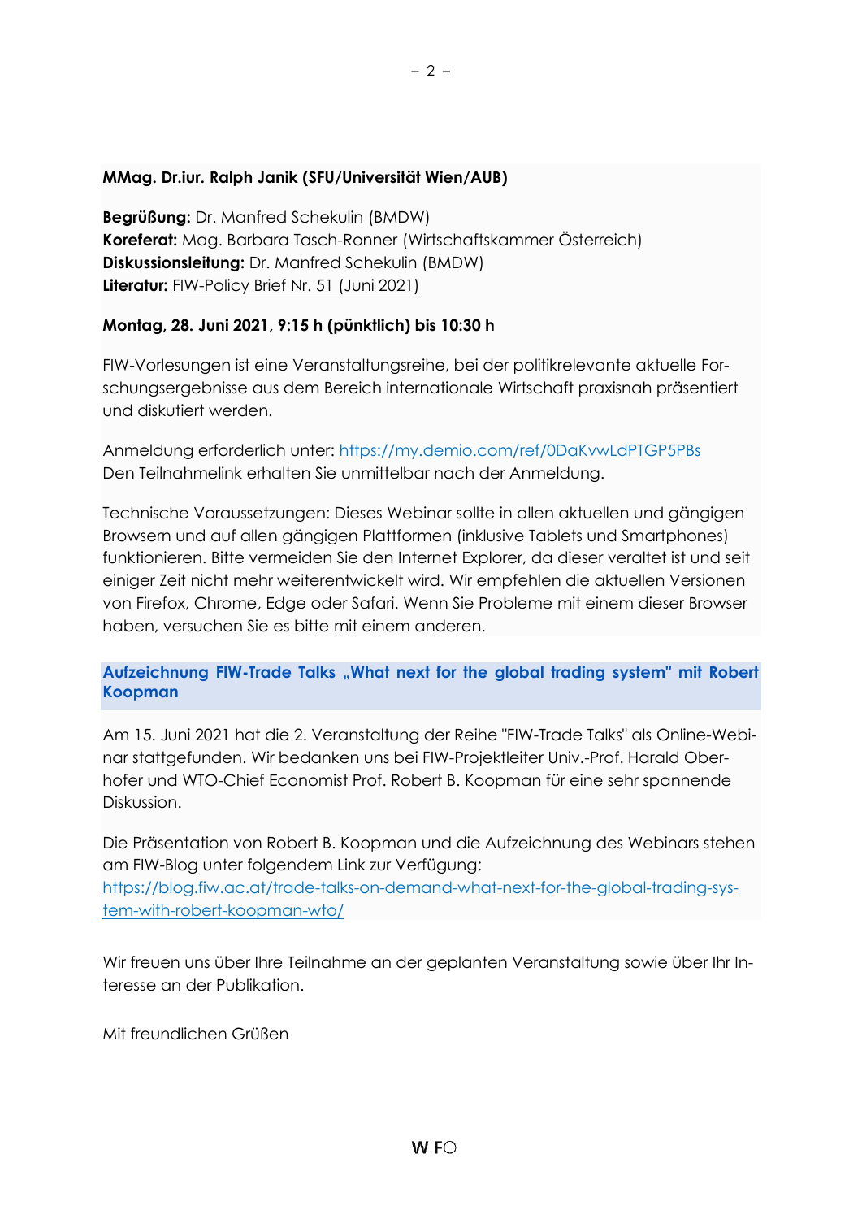**MMag. Dr.iur. Ralph Janik (SFU/Universität Wien/AUB)**

**Begrüßung:** Dr. Manfred Schekulin (BMDW)
**Koreferat:** Mag. Barbara Tasch-Ronner (Wirtschaftskammer Österreich)
**Diskussionsleitung:** Dr. Manfred Schekulin (BMDW)
**Literatur:** FIW-Policy Brief Nr. 51 (Juni 2021)

**Montag, 28. Juni 2021, 9:15 h (pünktlich) bis 10:30 h**

FIW-Vorlesungen ist eine Veranstaltungsreihe, bei der politikrelevante aktuelle Forschungsergebnisse aus dem Bereich internationale Wirtschaft praxisnah präsentiert und diskutiert werden.

Anmeldung erforderlich unter: https://my.demio.com/ref/0DaKvwLdPTGP5PBs
Den Teilnahmelink erhalten Sie unmittelbar nach der Anmeldung.

Technische Voraussetzungen: Dieses Webinar sollte in allen aktuellen und gängigen Browsern und auf allen gängigen Plattformen (inklusive Tablets und Smartphones) funktionieren. Bitte vermeiden Sie den Internet Explorer, da dieser veraltet ist und seit einiger Zeit nicht mehr weiterentwickelt wird. Wir empfehlen die aktuellen Versionen von Firefox, Chrome, Edge oder Safari. Wenn Sie Probleme mit einem dieser Browser haben, versuchen Sie es bitte mit einem anderen.

## Aufzeichnung FIW-Trade Talks „What next for the global trading system" mit Robert Koopman

Am 15. Juni 2021 hat die 2. Veranstaltung der Reihe "FIW-Trade Talks" als Online-Webinar stattgefunden. Wir bedanken uns bei FIW-Projektleiter Univ.-Prof. Harald Oberhofer und WTO-Chief Economist Prof. Robert B. Koopman für eine sehr spannende Diskussion.

Die Präsentation von Robert B. Koopman und die Aufzeichnung des Webinars stehen am FIW-Blog unter folgendem Link zur Verfügung:
https://blog.fiw.ac.at/trade-talks-on-demand-what-next-for-the-global-trading-system-with-robert-koopman-wto/

Wir freuen uns über Ihre Teilnahme an der geplanten Veranstaltung sowie über Ihr Interesse an der Publikation.

Mit freundlichen Grüßen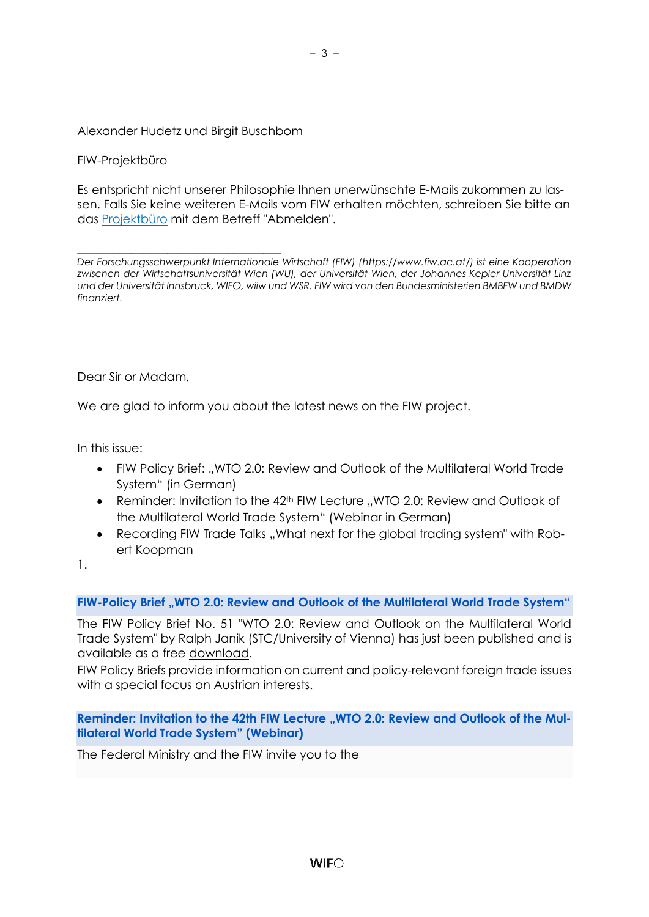Alexander Hudetz und Birgit Buschbom

FIW-Projektbüro

Es entspricht nicht unserer Philosophie Ihnen unerwünschte E-Mails zukommen zu lassen. Falls Sie keine weiteren E-Mails vom FIW erhalten möchten, schreiben Sie bitte an das Projektbüro mit dem Betreff "Abmelden".

---

*Der Forschungsschwerpunkt Internationale Wirtschaft (FIW) (https://www.fiw.ac.at/) ist eine Kooperation zwischen der Wirtschaftsuniversität Wien (WU), der Universität Wien, der Johannes Kepler Universität Linz und der Universität Innsbruck, WIFO, wiiw und WSR. FIW wird von den Bundesministerien BMBFW und BMDW finanziert.*

Dear Sir or Madam,

We are glad to inform you about the latest news on the FIW project.

In this issue:

- FIW Policy Brief: „WTO 2.0: Review and Outlook of the Multilateral World Trade System" (in German)
- Reminder: Invitation to the 42th FIW Lecture „WTO 2.0: Review and Outlook of the Multilateral World Trade System" (Webinar in German)
- Recording FIW Trade Talks „What next for the global trading system" with Robert Koopman

1.

**FIW-Policy Brief „WTO 2.0: Review and Outlook of the Multilateral World Trade System"**

The FIW Policy Brief No. 51 "WTO 2.0: Review and Outlook on the Multilateral World Trade System" by Ralph Janik (STC/University of Vienna) has just been published and is available as a free download.

FIW Policy Briefs provide information on current and policy-relevant foreign trade issues with a special focus on Austrian interests.

**Reminder: Invitation to the 42th FIW Lecture „WTO 2.0: Review and Outlook of the Multilateral World Trade System" (Webinar)**

The Federal Ministry and the FIW invite you to the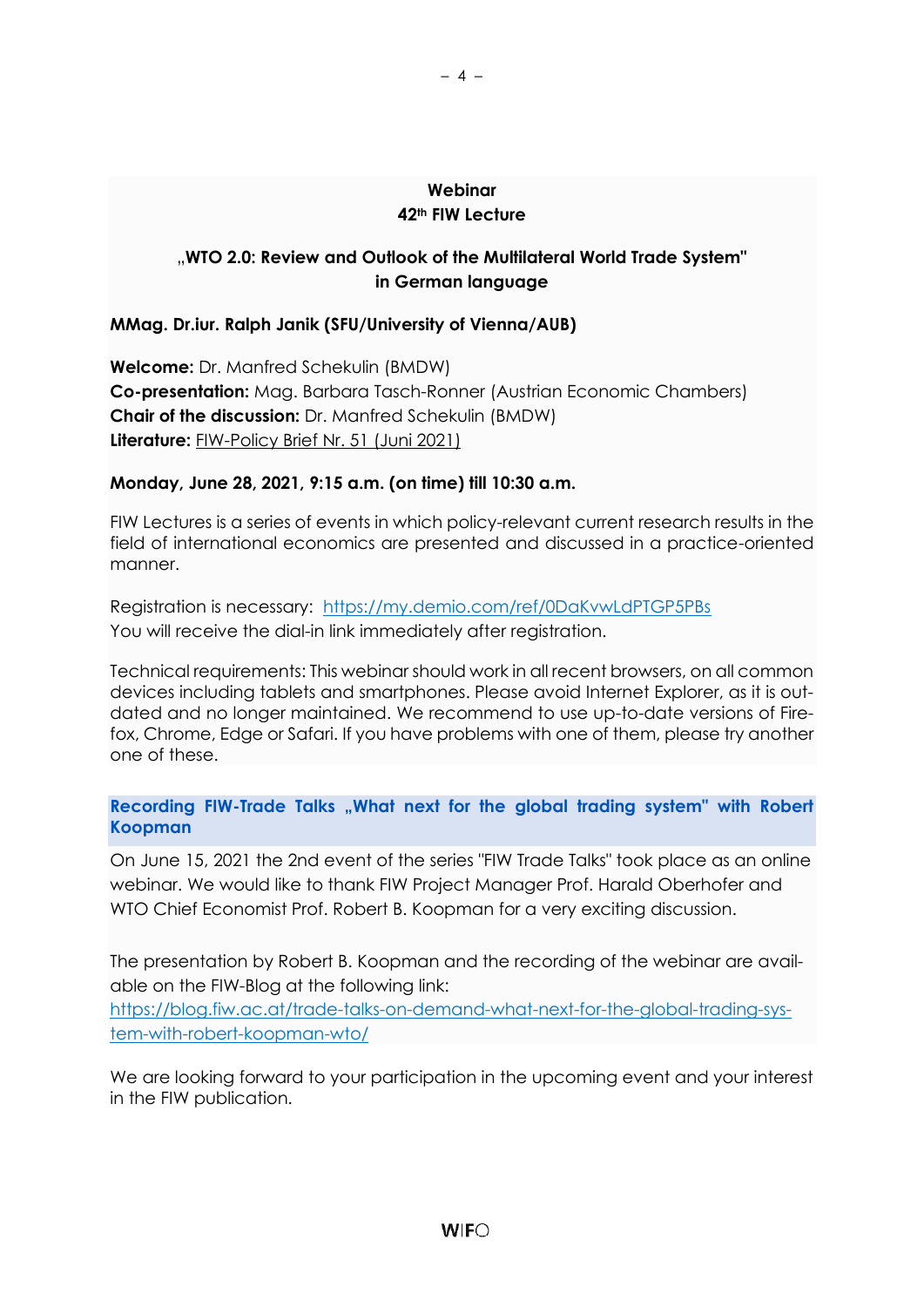**Webinar**
**42th FIW Lecture**

**„WTO 2.0: Review and Outlook of the Multilateral World Trade System" in German language**

**MMag. Dr.iur. Ralph Janik (SFU/University of Vienna/AUB)**

**Welcome:** Dr. Manfred Schekulin (BMDW)
**Co-presentation:** Mag. Barbara Tasch-Ronner (Austrian Economic Chambers)
**Chair of the discussion:** Dr. Manfred Schekulin (BMDW)
**Literature:** FIW-Policy Brief Nr. 51 (Juni 2021)

**Monday, June 28, 2021, 9:15 a.m. (on time) till 10:30 a.m.**

FIW Lectures is a series of events in which policy-relevant current research results in the field of international economics are presented and discussed in a practice-oriented manner.

Registration is necessary: https://my.demio.com/ref/0DaKvwLdPTGP5PBs
You will receive the dial-in link immediately after registration.

Technical requirements: This webinar should work in all recent browsers, on all common devices including tablets and smartphones. Please avoid Internet Explorer, as it is outdated and no longer maintained. We recommend to use up-to-date versions of Firefox, Chrome, Edge or Safari. If you have problems with one of them, please try another one of these.

### Recording FIW-Trade Talks „What next for the global trading system" with Robert Koopman

On June 15, 2021 the 2nd event of the series "FIW Trade Talks" took place as an online webinar. We would like to thank FIW Project Manager Prof. Harald Oberhofer and WTO Chief Economist Prof. Robert B. Koopman for a very exciting discussion.

The presentation by Robert B. Koopman and the recording of the webinar are available on the FIW-Blog at the following link:
https://blog.fiw.ac.at/trade-talks-on-demand-what-next-for-the-global-trading-system-with-robert-koopman-wto/

We are looking forward to your participation in the upcoming event and your interest in the FIW publication.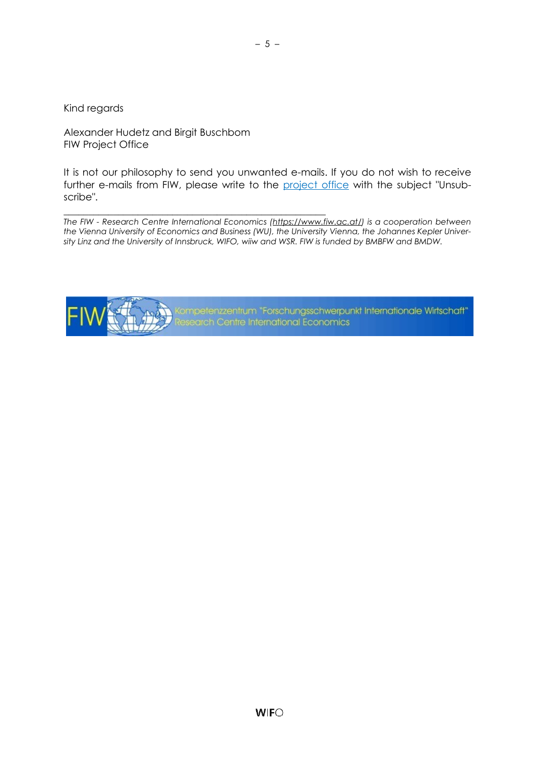Kind regards

Alexander Hudetz and Birgit Buschbom
FIW Project Office

It is not our philosophy to send you unwanted e-mails. If you do not wish to receive further e-mails from FIW, please write to the project office with the subject "Unsubscribe".

---

*The FIW - Research Centre International Economics (https://www.fiw.ac.at/) is a cooperation between the Vienna University of Economics and Business (WU), the University Vienna, the Johannes Kepler University Linz and the University of Innsbruck, WIFO, wiiw and WSR. FIW is funded by BMBFW and BMDW.*

FIW Kompetenzzentrum "Forschungsschwerpunkt Internationale Wirtschaft"
Research Centre International Economics